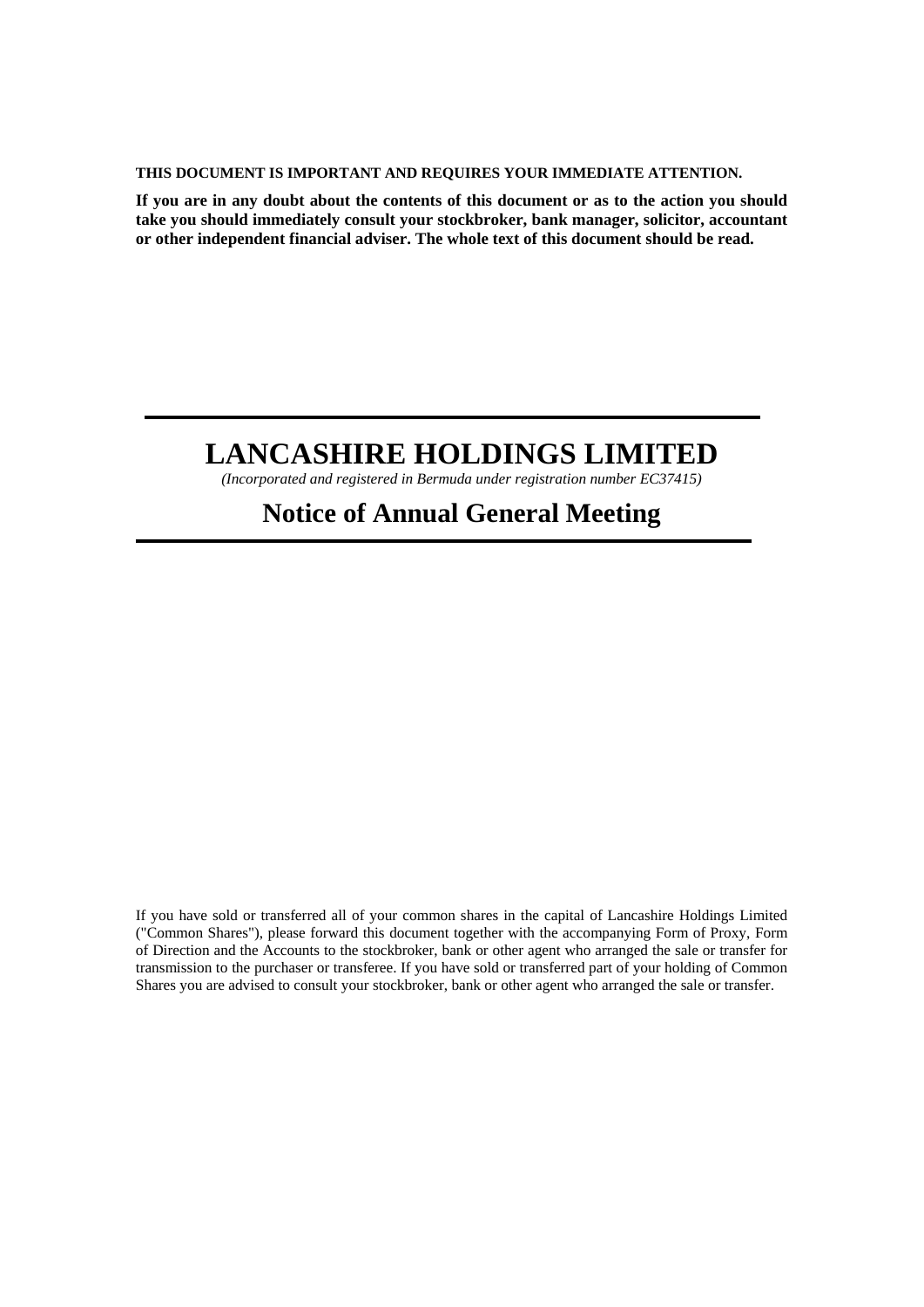**THIS DOCUMENT IS IMPORTANT AND REQUIRES YOUR IMMEDIATE ATTENTION.**

**If you are in any doubt about the contents of this document or as to the action you should take you should immediately consult your stockbroker, bank manager, solicitor, accountant or other independent financial adviser. The whole text of this document should be read.**

# LANCASHIRE HOLDINGS LIMITED

*(Incorporated and registered in Bermuda under registration number EC37415)*

## Notice of Annual General Meeting

If you have sold or transferred all of your common shares in the capital of Lancashire Holdings Limited ("Common Shares"), please forward this document together with the accompanying Form of Proxy, Form of Direction and the Accounts to the stockbroker, bank or other agent who arranged the sale or transfer for transmission to the purchaser or transferee. If you have sold or transferred part of your holding of Common Shares you are advised to consult your stockbroker, bank or other agent who arranged the sale or transfer.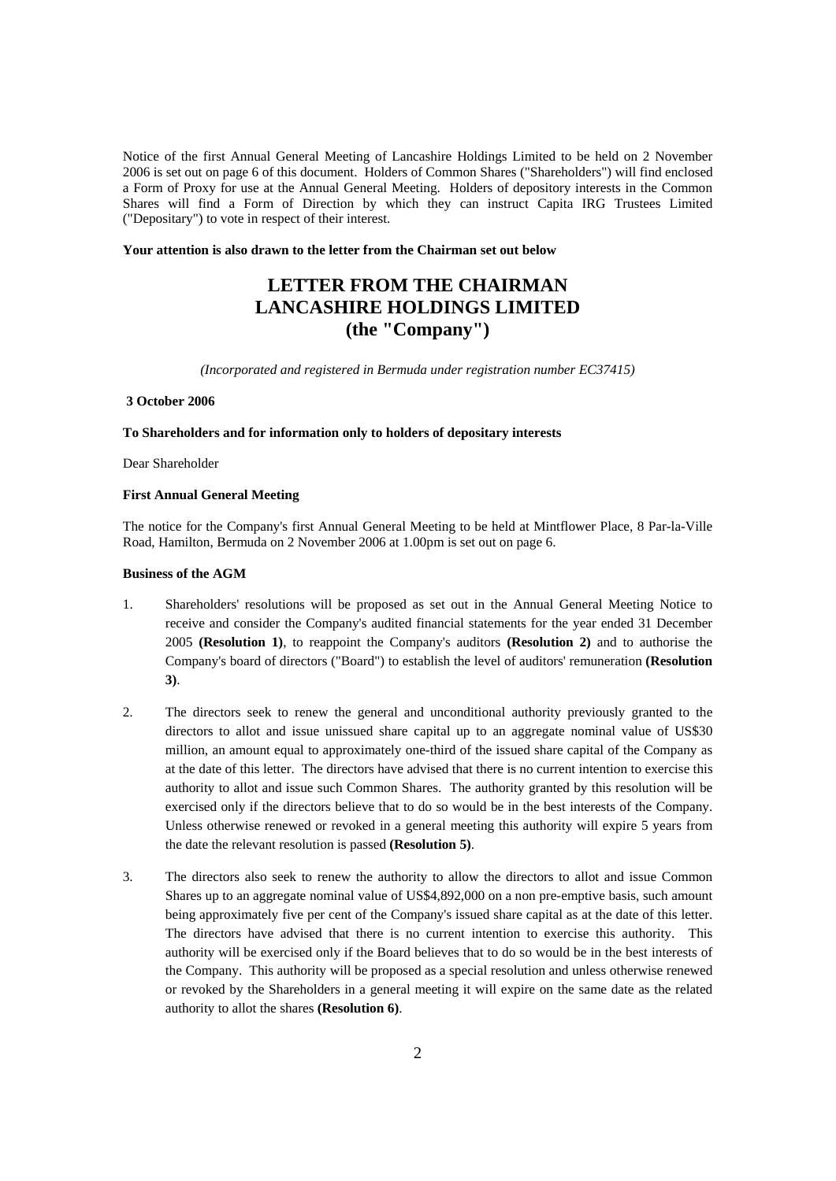Notice of the first Annual General Meeting of Lancashire Holdings Limited to be held on 2 November 2006 is set out on page 6 of this document. Holders of Common Shares ("Shareholders") will find enclosed a Form of Proxy for use at the Annual General Meeting. Holders of depository interests in the Common Shares will find a Form of Direction by which they can instruct Capita IRG Trustees Limited ("Depositary") to vote in respect of their interest.

**Your attention is also drawn to the letter from the Chairman set out below**

# LETTER FROM THE CHAIRMAN
# LANCASHIRE HOLDINGS LIMITED
# (the "Company")

*(Incorporated and registered in Bermuda under registration number EC37415)*

**3 October 2006**

**To Shareholders and for information only to holders of depositary interests**

Dear Shareholder

**First Annual General Meeting**

The notice for the Company's first Annual General Meeting to be held at Mintflower Place, 8 Par-la-Ville Road, Hamilton, Bermuda on 2 November 2006 at 1.00pm is set out on page 6.

**Business of the AGM**

1. Shareholders' resolutions will be proposed as set out in the Annual General Meeting Notice to receive and consider the Company's audited financial statements for the year ended 31 December 2005 **(Resolution 1)**, to reappoint the Company's auditors **(Resolution 2)** and to authorise the Company's board of directors ("Board") to establish the level of auditors' remuneration **(Resolution 3)**.

2. The directors seek to renew the general and unconditional authority previously granted to the directors to allot and issue unissued share capital up to an aggregate nominal value of US$30 million, an amount equal to approximately one-third of the issued share capital of the Company as at the date of this letter. The directors have advised that there is no current intention to exercise this authority to allot and issue such Common Shares. The authority granted by this resolution will be exercised only if the directors believe that to do so would be in the best interests of the Company. Unless otherwise renewed or revoked in a general meeting this authority will expire 5 years from the date the relevant resolution is passed **(Resolution 5)**.

3. The directors also seek to renew the authority to allow the directors to allot and issue Common Shares up to an aggregate nominal value of US$4,892,000 on a non pre-emptive basis, such amount being approximately five per cent of the Company's issued share capital as at the date of this letter. The directors have advised that there is no current intention to exercise this authority. This authority will be exercised only if the Board believes that to do so would be in the best interests of the Company. This authority will be proposed as a special resolution and unless otherwise renewed or revoked by the Shareholders in a general meeting it will expire on the same date as the related authority to allot the shares **(Resolution 6)**.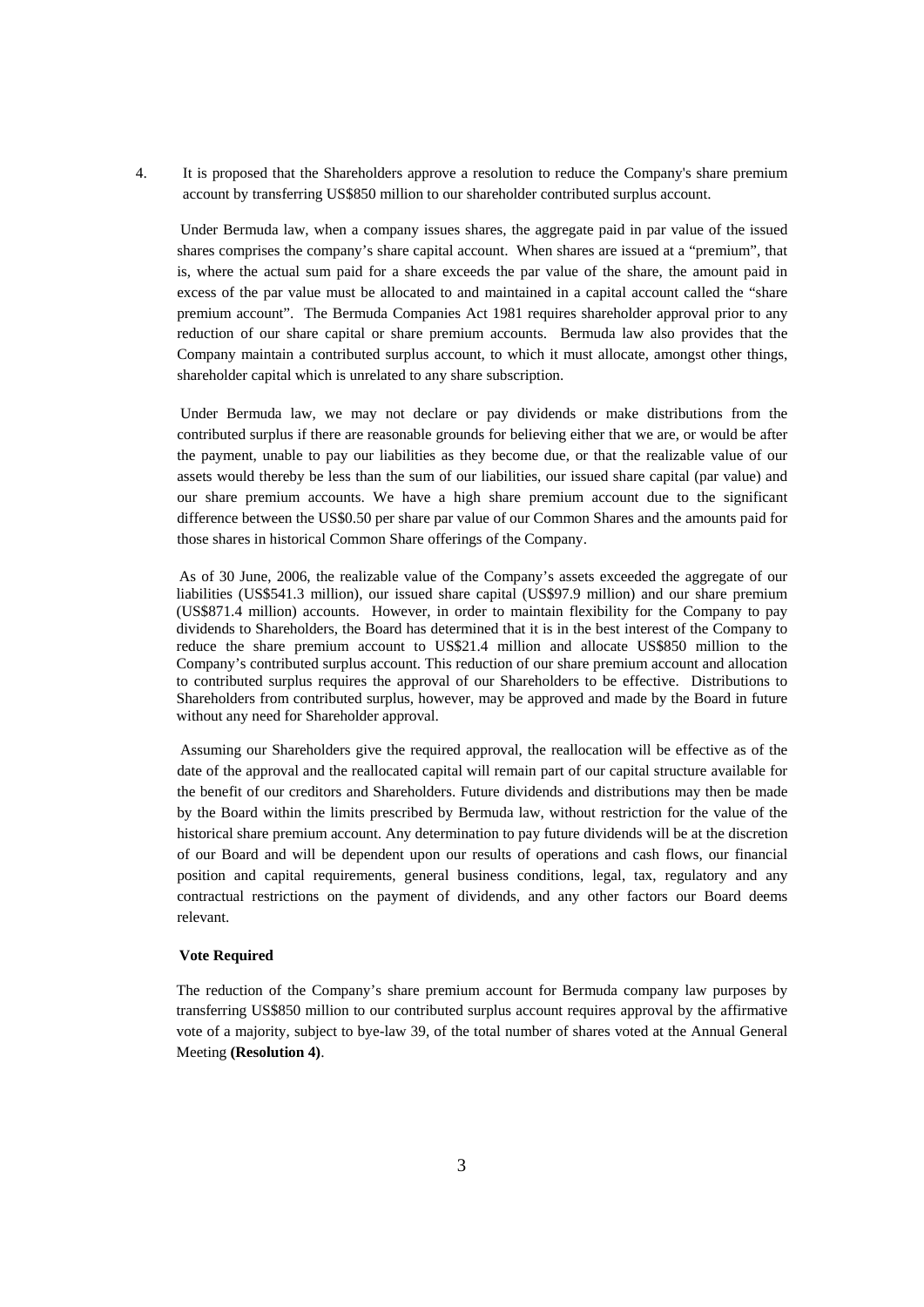4. It is proposed that the Shareholders approve a resolution to reduce the Company's share premium account by transferring US$850 million to our shareholder contributed surplus account.

Under Bermuda law, when a company issues shares, the aggregate paid in par value of the issued shares comprises the company's share capital account. When shares are issued at a "premium", that is, where the actual sum paid for a share exceeds the par value of the share, the amount paid in excess of the par value must be allocated to and maintained in a capital account called the "share premium account". The Bermuda Companies Act 1981 requires shareholder approval prior to any reduction of our share capital or share premium accounts. Bermuda law also provides that the Company maintain a contributed surplus account, to which it must allocate, amongst other things, shareholder capital which is unrelated to any share subscription.

Under Bermuda law, we may not declare or pay dividends or make distributions from the contributed surplus if there are reasonable grounds for believing either that we are, or would be after the payment, unable to pay our liabilities as they become due, or that the realizable value of our assets would thereby be less than the sum of our liabilities, our issued share capital (par value) and our share premium accounts. We have a high share premium account due to the significant difference between the US$0.50 per share par value of our Common Shares and the amounts paid for those shares in historical Common Share offerings of the Company.

As of 30 June, 2006, the realizable value of the Company's assets exceeded the aggregate of our liabilities (US$541.3 million), our issued share capital (US$97.9 million) and our share premium (US$871.4 million) accounts. However, in order to maintain flexibility for the Company to pay dividends to Shareholders, the Board has determined that it is in the best interest of the Company to reduce the share premium account to US$21.4 million and allocate US$850 million to the Company's contributed surplus account. This reduction of our share premium account and allocation to contributed surplus requires the approval of our Shareholders to be effective. Distributions to Shareholders from contributed surplus, however, may be approved and made by the Board in future without any need for Shareholder approval.

Assuming our Shareholders give the required approval, the reallocation will be effective as of the date of the approval and the reallocated capital will remain part of our capital structure available for the benefit of our creditors and Shareholders. Future dividends and distributions may then be made by the Board within the limits prescribed by Bermuda law, without restriction for the value of the historical share premium account. Any determination to pay future dividends will be at the discretion of our Board and will be dependent upon our results of operations and cash flows, our financial position and capital requirements, general business conditions, legal, tax, regulatory and any contractual restrictions on the payment of dividends, and any other factors our Board deems relevant.

**Vote Required**

The reduction of the Company's share premium account for Bermuda company law purposes by transferring US$850 million to our contributed surplus account requires approval by the affirmative vote of a majority, subject to bye-law 39, of the total number of shares voted at the Annual General Meeting **(Resolution 4)**.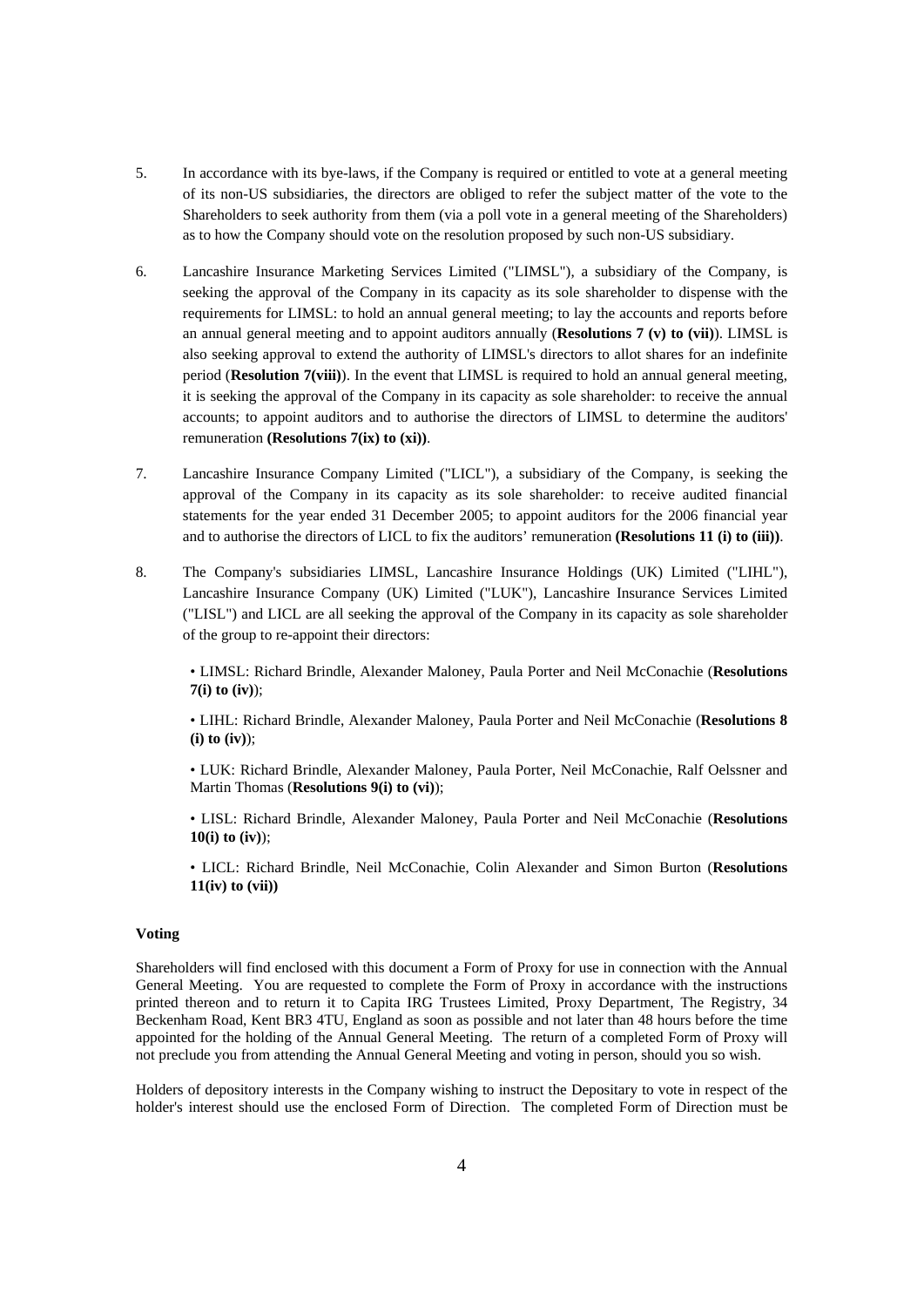5. In accordance with its bye-laws, if the Company is required or entitled to vote at a general meeting of its non-US subsidiaries, the directors are obliged to refer the subject matter of the vote to the Shareholders to seek authority from them (via a poll vote in a general meeting of the Shareholders) as to how the Company should vote on the resolution proposed by such non-US subsidiary.

6. Lancashire Insurance Marketing Services Limited ("LIMSL"), a subsidiary of the Company, is seeking the approval of the Company in its capacity as its sole shareholder to dispense with the requirements for LIMSL: to hold an annual general meeting; to lay the accounts and reports before an annual general meeting and to appoint auditors annually (**Resolutions 7 (v) to (vii)**). LIMSL is also seeking approval to extend the authority of LIMSL's directors to allot shares for an indefinite period (**Resolution 7(viii)**). In the event that LIMSL is required to hold an annual general meeting, it is seeking the approval of the Company in its capacity as sole shareholder: to receive the annual accounts; to appoint auditors and to authorise the directors of LIMSL to determine the auditors' remuneration **(Resolutions 7(ix) to (xi))**.

7. Lancashire Insurance Company Limited ("LICL"), a subsidiary of the Company, is seeking the approval of the Company in its capacity as its sole shareholder: to receive audited financial statements for the year ended 31 December 2005; to appoint auditors for the 2006 financial year and to authorise the directors of LICL to fix the auditors' remuneration **(Resolutions 11 (i) to (iii))**.

8. The Company's subsidiaries LIMSL, Lancashire Insurance Holdings (UK) Limited ("LIHL"), Lancashire Insurance Company (UK) Limited ("LUK"), Lancashire Insurance Services Limited ("LISL") and LICL are all seeking the approval of the Company in its capacity as sole shareholder of the group to re-appoint their directors:

   • LIMSL: Richard Brindle, Alexander Maloney, Paula Porter and Neil McConachie (**Resolutions 7(i) to (iv)**);

   • LIHL: Richard Brindle, Alexander Maloney, Paula Porter and Neil McConachie (**Resolutions 8 (i) to (iv)**);

   • LUK: Richard Brindle, Alexander Maloney, Paula Porter, Neil McConachie, Ralf Oelssner and Martin Thomas (**Resolutions 9(i) to (vi)**);

   • LISL: Richard Brindle, Alexander Maloney, Paula Porter and Neil McConachie (**Resolutions 10(i) to (iv)**);

   • LICL: Richard Brindle, Neil McConachie, Colin Alexander and Simon Burton (**Resolutions 11(iv) to (vii))**

**Voting**

Shareholders will find enclosed with this document a Form of Proxy for use in connection with the Annual General Meeting. You are requested to complete the Form of Proxy in accordance with the instructions printed thereon and to return it to Capita IRG Trustees Limited, Proxy Department, The Registry, 34 Beckenham Road, Kent BR3 4TU, England as soon as possible and not later than 48 hours before the time appointed for the holding of the Annual General Meeting. The return of a completed Form of Proxy will not preclude you from attending the Annual General Meeting and voting in person, should you so wish.

Holders of depository interests in the Company wishing to instruct the Depositary to vote in respect of the holder's interest should use the enclosed Form of Direction. The completed Form of Direction must be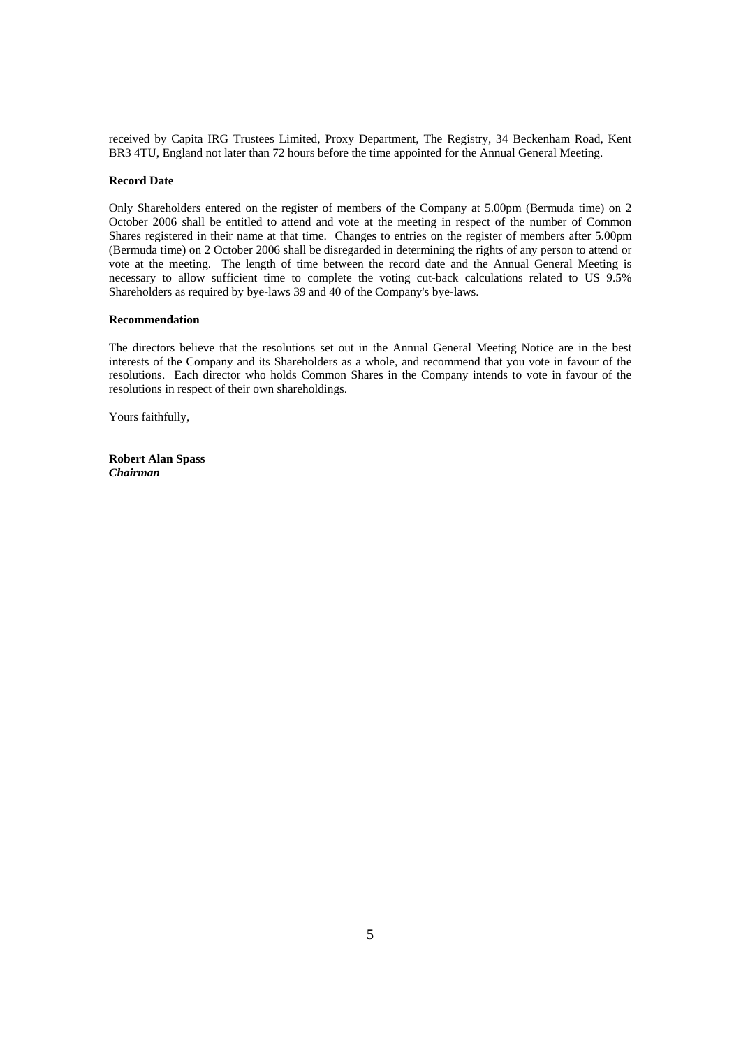received by Capita IRG Trustees Limited, Proxy Department, The Registry, 34 Beckenham Road, Kent BR3 4TU, England not later than 72 hours before the time appointed for the Annual General Meeting.

**Record Date**

Only Shareholders entered on the register of members of the Company at 5.00pm (Bermuda time) on 2 October 2006 shall be entitled to attend and vote at the meeting in respect of the number of Common Shares registered in their name at that time. Changes to entries on the register of members after 5.00pm (Bermuda time) on 2 October 2006 shall be disregarded in determining the rights of any person to attend or vote at the meeting. The length of time between the record date and the Annual General Meeting is necessary to allow sufficient time to complete the voting cut-back calculations related to US 9.5% Shareholders as required by bye-laws 39 and 40 of the Company's bye-laws.

**Recommendation**

The directors believe that the resolutions set out in the Annual General Meeting Notice are in the best interests of the Company and its Shareholders as a whole, and recommend that you vote in favour of the resolutions. Each director who holds Common Shares in the Company intends to vote in favour of the resolutions in respect of their own shareholdings.

Yours faithfully,

**Robert Alan Spass**
***Chairman***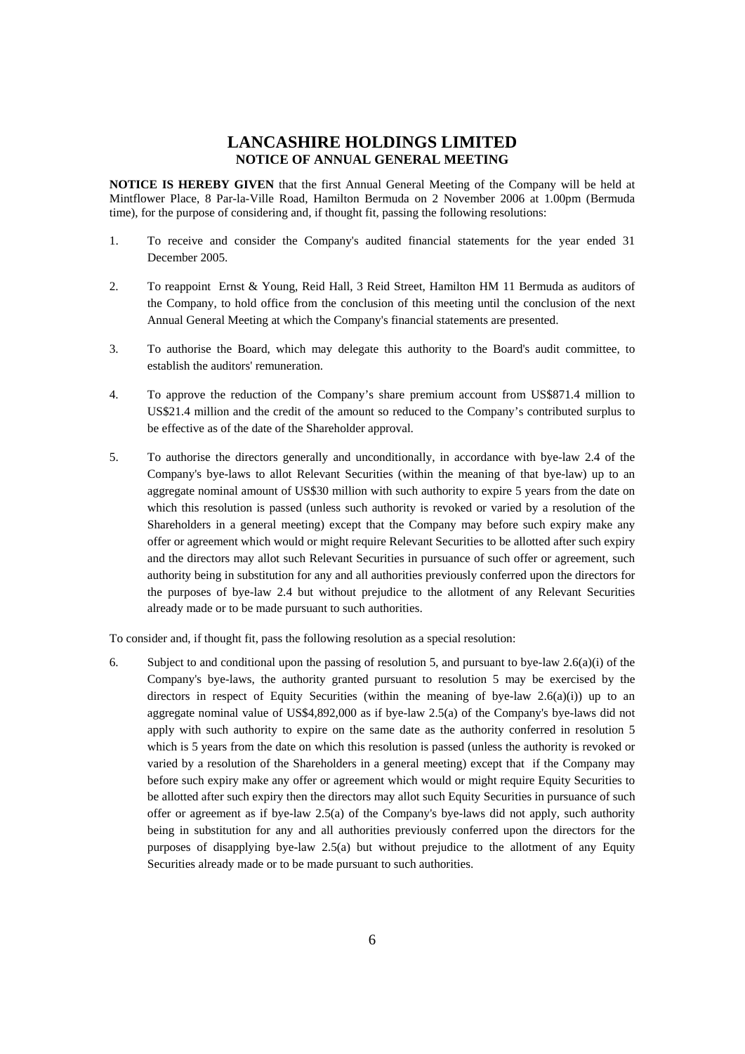# LANCASHIRE HOLDINGS LIMITED
## NOTICE OF ANNUAL GENERAL MEETING

**NOTICE IS HEREBY GIVEN** that the first Annual General Meeting of the Company will be held at Mintflower Place, 8 Par-la-Ville Road, Hamilton Bermuda on 2 November 2006 at 1.00pm (Bermuda time), for the purpose of considering and, if thought fit, passing the following resolutions:

1. To receive and consider the Company's audited financial statements for the year ended 31 December 2005.

2. To reappoint Ernst & Young, Reid Hall, 3 Reid Street, Hamilton HM 11 Bermuda as auditors of the Company, to hold office from the conclusion of this meeting until the conclusion of the next Annual General Meeting at which the Company's financial statements are presented.

3. To authorise the Board, which may delegate this authority to the Board's audit committee, to establish the auditors' remuneration.

4. To approve the reduction of the Company's share premium account from US$871.4 million to US$21.4 million and the credit of the amount so reduced to the Company's contributed surplus to be effective as of the date of the Shareholder approval.

5. To authorise the directors generally and unconditionally, in accordance with bye-law 2.4 of the Company's bye-laws to allot Relevant Securities (within the meaning of that bye-law) up to an aggregate nominal amount of US$30 million with such authority to expire 5 years from the date on which this resolution is passed (unless such authority is revoked or varied by a resolution of the Shareholders in a general meeting) except that the Company may before such expiry make any offer or agreement which would or might require Relevant Securities to be allotted after such expiry and the directors may allot such Relevant Securities in pursuance of such offer or agreement, such authority being in substitution for any and all authorities previously conferred upon the directors for the purposes of bye-law 2.4 but without prejudice to the allotment of any Relevant Securities already made or to be made pursuant to such authorities.

To consider and, if thought fit, pass the following resolution as a special resolution:

6. Subject to and conditional upon the passing of resolution 5, and pursuant to bye-law 2.6(a)(i) of the Company's bye-laws, the authority granted pursuant to resolution 5 may be exercised by the directors in respect of Equity Securities (within the meaning of bye-law 2.6(a)(i)) up to an aggregate nominal value of US$4,892,000 as if bye-law 2.5(a) of the Company's bye-laws did not apply with such authority to expire on the same date as the authority conferred in resolution 5 which is 5 years from the date on which this resolution is passed (unless the authority is revoked or varied by a resolution of the Shareholders in a general meeting) except that if the Company may before such expiry make any offer or agreement which would or might require Equity Securities to be allotted after such expiry then the directors may allot such Equity Securities in pursuance of such offer or agreement as if bye-law 2.5(a) of the Company's bye-laws did not apply, such authority being in substitution for any and all authorities previously conferred upon the directors for the purposes of disapplying bye-law 2.5(a) but without prejudice to the allotment of any Equity Securities already made or to be made pursuant to such authorities.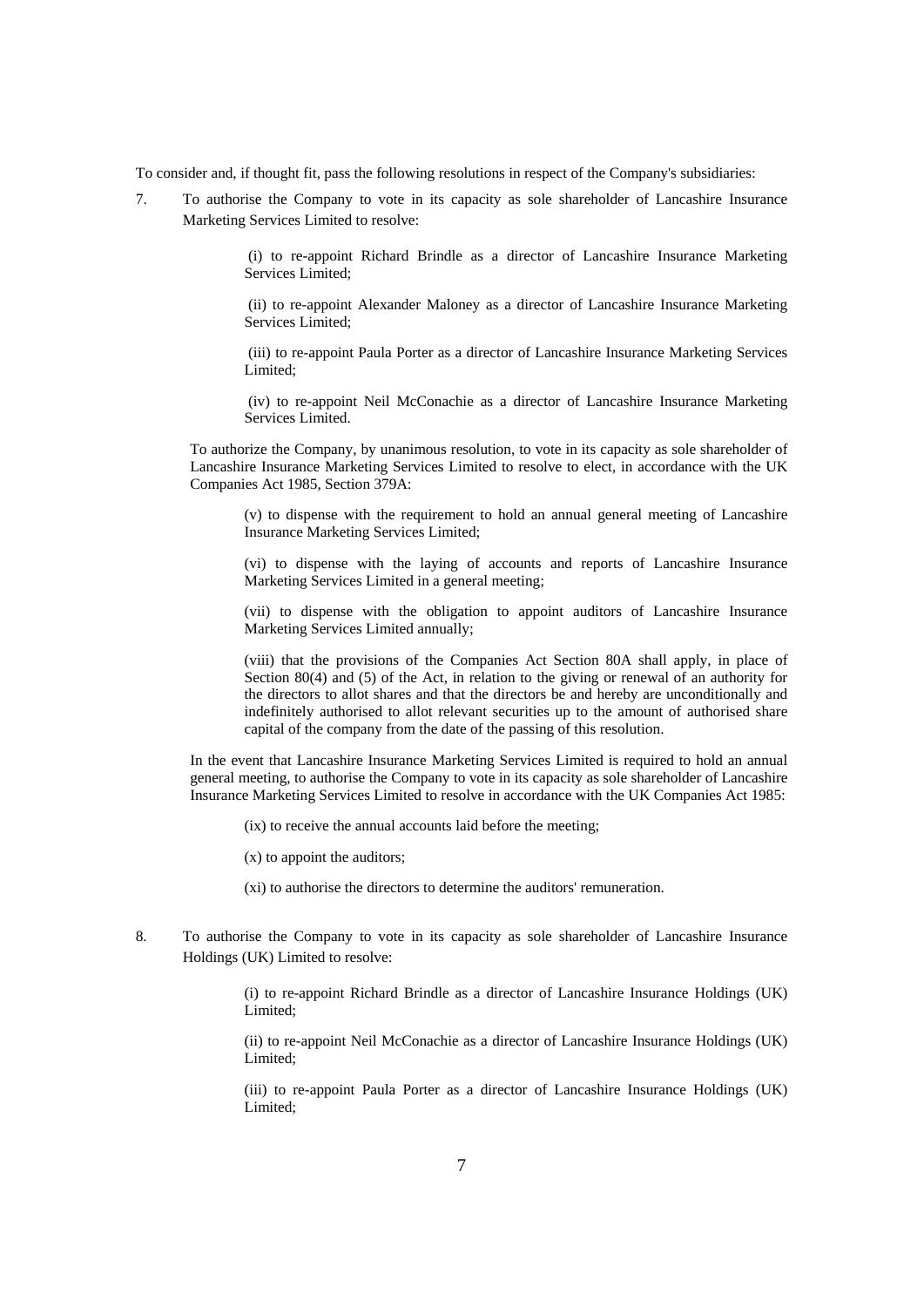To consider and, if thought fit, pass the following resolutions in respect of the Company's subsidiaries:

7. To authorise the Company to vote in its capacity as sole shareholder of Lancashire Insurance Marketing Services Limited to resolve:

   (i) to re-appoint Richard Brindle as a director of Lancashire Insurance Marketing Services Limited;

   (ii) to re-appoint Alexander Maloney as a director of Lancashire Insurance Marketing Services Limited;

   (iii) to re-appoint Paula Porter as a director of Lancashire Insurance Marketing Services Limited;

   (iv) to re-appoint Neil McConachie as a director of Lancashire Insurance Marketing Services Limited.

   To authorize the Company, by unanimous resolution, to vote in its capacity as sole shareholder of Lancashire Insurance Marketing Services Limited to resolve to elect, in accordance with the UK Companies Act 1985, Section 379A:

   (v) to dispense with the requirement to hold an annual general meeting of Lancashire Insurance Marketing Services Limited;

   (vi) to dispense with the laying of accounts and reports of Lancashire Insurance Marketing Services Limited in a general meeting;

   (vii) to dispense with the obligation to appoint auditors of Lancashire Insurance Marketing Services Limited annually;

   (viii) that the provisions of the Companies Act Section 80A shall apply, in place of Section 80(4) and (5) of the Act, in relation to the giving or renewal of an authority for the directors to allot shares and that the directors be and hereby are unconditionally and indefinitely authorised to allot relevant securities up to the amount of authorised share capital of the company from the date of the passing of this resolution.

   In the event that Lancashire Insurance Marketing Services Limited is required to hold an annual general meeting, to authorise the Company to vote in its capacity as sole shareholder of Lancashire Insurance Marketing Services Limited to resolve in accordance with the UK Companies Act 1985:

   (ix) to receive the annual accounts laid before the meeting;

   (x) to appoint the auditors;

   (xi) to authorise the directors to determine the auditors' remuneration.

8. To authorise the Company to vote in its capacity as sole shareholder of Lancashire Insurance Holdings (UK) Limited to resolve:

   (i) to re-appoint Richard Brindle as a director of Lancashire Insurance Holdings (UK) Limited;

   (ii) to re-appoint Neil McConachie as a director of Lancashire Insurance Holdings (UK) Limited;

   (iii) to re-appoint Paula Porter as a director of Lancashire Insurance Holdings (UK) Limited;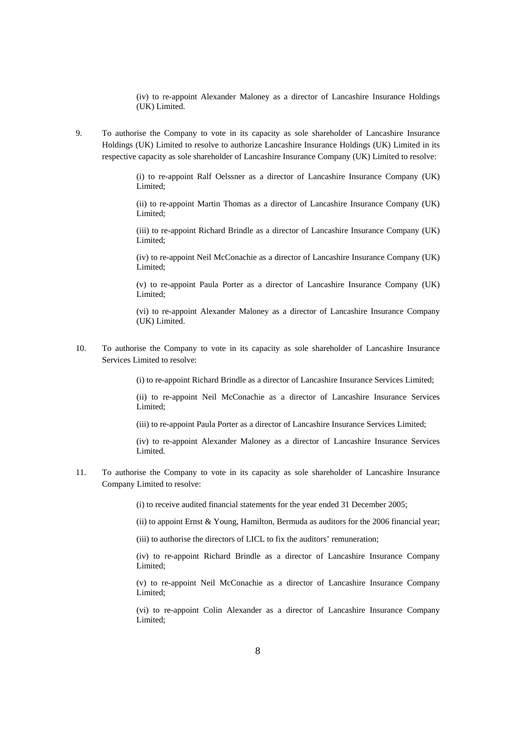(iv) to re-appoint Alexander Maloney as a director of Lancashire Insurance Holdings (UK) Limited.

9. To authorise the Company to vote in its capacity as sole shareholder of Lancashire Insurance Holdings (UK) Limited to resolve to authorize Lancashire Insurance Holdings (UK) Limited in its respective capacity as sole shareholder of Lancashire Insurance Company (UK) Limited to resolve:

    (i) to re-appoint Ralf Oelssner as a director of Lancashire Insurance Company (UK) Limited;

    (ii) to re-appoint Martin Thomas as a director of Lancashire Insurance Company (UK) Limited;

    (iii) to re-appoint Richard Brindle as a director of Lancashire Insurance Company (UK) Limited;

    (iv) to re-appoint Neil McConachie as a director of Lancashire Insurance Company (UK) Limited;

    (v) to re-appoint Paula Porter as a director of Lancashire Insurance Company (UK) Limited;

    (vi) to re-appoint Alexander Maloney as a director of Lancashire Insurance Company (UK) Limited.

10. To authorise the Company to vote in its capacity as sole shareholder of Lancashire Insurance Services Limited to resolve:

    (i) to re-appoint Richard Brindle as a director of Lancashire Insurance Services Limited;

    (ii) to re-appoint Neil McConachie as a director of Lancashire Insurance Services Limited;

    (iii) to re-appoint Paula Porter as a director of Lancashire Insurance Services Limited;

    (iv) to re-appoint Alexander Maloney as a director of Lancashire Insurance Services Limited.

11. To authorise the Company to vote in its capacity as sole shareholder of Lancashire Insurance Company Limited to resolve:

    (i) to receive audited financial statements for the year ended 31 December 2005;

    (ii) to appoint Ernst & Young, Hamilton, Bermuda as auditors for the 2006 financial year;

    (iii) to authorise the directors of LICL to fix the auditors' remuneration;

    (iv) to re-appoint Richard Brindle as a director of Lancashire Insurance Company Limited;

    (v) to re-appoint Neil McConachie as a director of Lancashire Insurance Company Limited;

    (vi) to re-appoint Colin Alexander as a director of Lancashire Insurance Company Limited;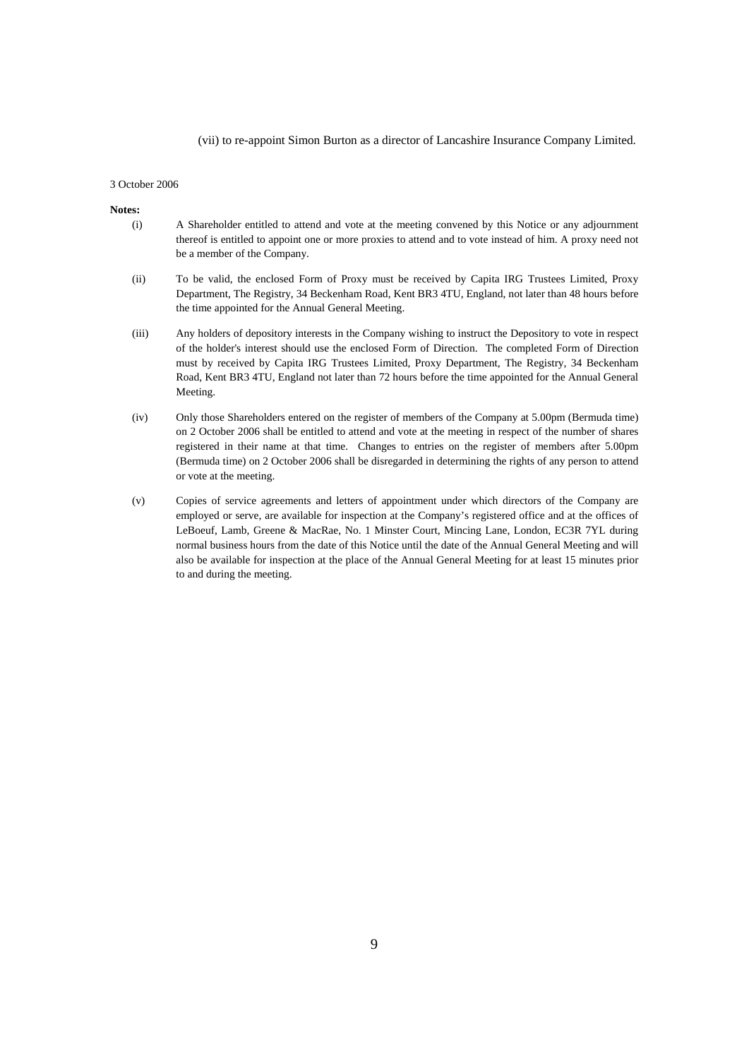(vii) to re-appoint Simon Burton as a director of Lancashire Insurance Company Limited.

3 October 2006

**Notes:**

(i) A Shareholder entitled to attend and vote at the meeting convened by this Notice or any adjournment thereof is entitled to appoint one or more proxies to attend and to vote instead of him. A proxy need not be a member of the Company.

(ii) To be valid, the enclosed Form of Proxy must be received by Capita IRG Trustees Limited, Proxy Department, The Registry, 34 Beckenham Road, Kent BR3 4TU, England, not later than 48 hours before the time appointed for the Annual General Meeting.

(iii) Any holders of depository interests in the Company wishing to instruct the Depository to vote in respect of the holder's interest should use the enclosed Form of Direction. The completed Form of Direction must by received by Capita IRG Trustees Limited, Proxy Department, The Registry, 34 Beckenham Road, Kent BR3 4TU, England not later than 72 hours before the time appointed for the Annual General Meeting.

(iv) Only those Shareholders entered on the register of members of the Company at 5.00pm (Bermuda time) on 2 October 2006 shall be entitled to attend and vote at the meeting in respect of the number of shares registered in their name at that time. Changes to entries on the register of members after 5.00pm (Bermuda time) on 2 October 2006 shall be disregarded in determining the rights of any person to attend or vote at the meeting.

(v) Copies of service agreements and letters of appointment under which directors of the Company are employed or serve, are available for inspection at the Company's registered office and at the offices of LeBoeuf, Lamb, Greene & MacRae, No. 1 Minster Court, Mincing Lane, London, EC3R 7YL during normal business hours from the date of this Notice until the date of the Annual General Meeting and will also be available for inspection at the place of the Annual General Meeting for at least 15 minutes prior to and during the meeting.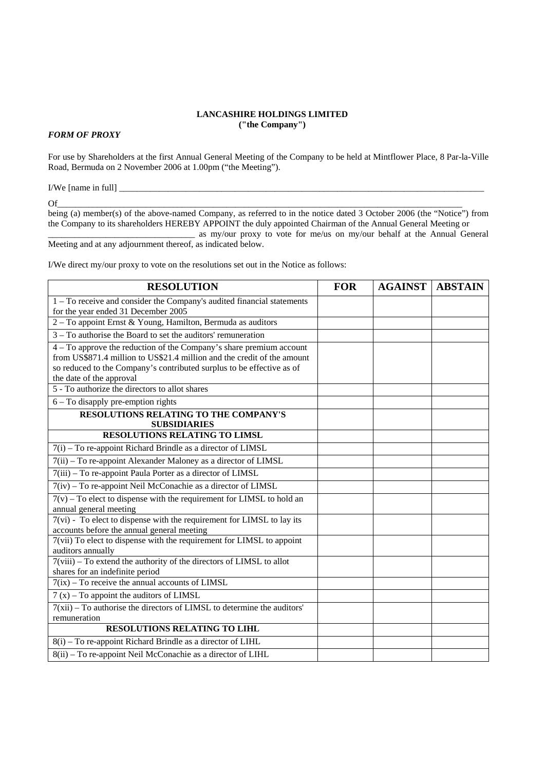**LANCASHIRE HOLDINGS LIMITED**
**("the Company")**

***FORM OF PROXY***

For use by Shareholders at the first Annual General Meeting of the Company to be held at Mintflower Place, 8 Par-la-Ville Road, Bermuda on 2 November 2006 at 1.00pm ("the Meeting").

I/We [name in full] ___________________________________________________________________________

Of___________________________________________________________________________________

being (a) member(s) of the above-named Company, as referred to in the notice dated 3 October 2006 (the "Notice") from the Company to its shareholders HEREBY APPOINT the duly appointed Chairman of the Annual General Meeting or _________________________________ as my/our proxy to vote for me/us on my/our behalf at the Annual General Meeting and at any adjournment thereof, as indicated below.

I/We direct my/our proxy to vote on the resolutions set out in the Notice as follows:

| RESOLUTION | FOR | AGAINST | ABSTAIN |
|---|---|---|---|
| 1 – To receive and consider the Company's audited financial statements for the year ended 31 December 2005 | | | |
| 2 – To appoint Ernst & Young, Hamilton, Bermuda as auditors | | | |
| 3 – To authorise the Board to set the auditors' remuneration | | | |
| 4 – To approve the reduction of the Company's share premium account from US$871.4 million to US$21.4 million and the credit of the amount so reduced to the Company's contributed surplus to be effective as of the date of the approval | | | |
| 5 - To authorize the directors to allot shares | | | |
| 6 – To disapply pre-emption rights | | | |
| **RESOLUTIONS RELATING TO THE COMPANY'S SUBSIDIARIES** | | | |
| **RESOLUTIONS RELATING TO LIMSL** | | | |
| 7(i) – To re-appoint Richard Brindle as a director of LIMSL | | | |
| 7(ii) – To re-appoint Alexander Maloney as a director of LIMSL | | | |
| 7(iii) – To re-appoint Paula Porter as a director of LIMSL | | | |
| 7(iv) – To re-appoint Neil McConachie as a director of LIMSL | | | |
| 7(v) – To elect to dispense with the requirement for LIMSL to hold an annual general meeting | | | |
| 7(vi) - To elect to dispense with the requirement for LIMSL to lay its accounts before the annual general meeting | | | |
| 7(vii) To elect to dispense with the requirement for LIMSL to appoint auditors annually | | | |
| 7(viii) – To extend the authority of the directors of LIMSL to allot shares for an indefinite period | | | |
| 7(ix) – To receive the annual accounts of LIMSL | | | |
| 7 (x) – To appoint the auditors of LIMSL | | | |
| 7(xii) – To authorise the directors of LIMSL to determine the auditors' remuneration | | | |
| **RESOLUTIONS RELATING TO LIHL** | | | |
| 8(i) – To re-appoint Richard Brindle as a director of LIHL | | | |
| 8(ii) – To re-appoint Neil McConachie as a director of LIHL | | | |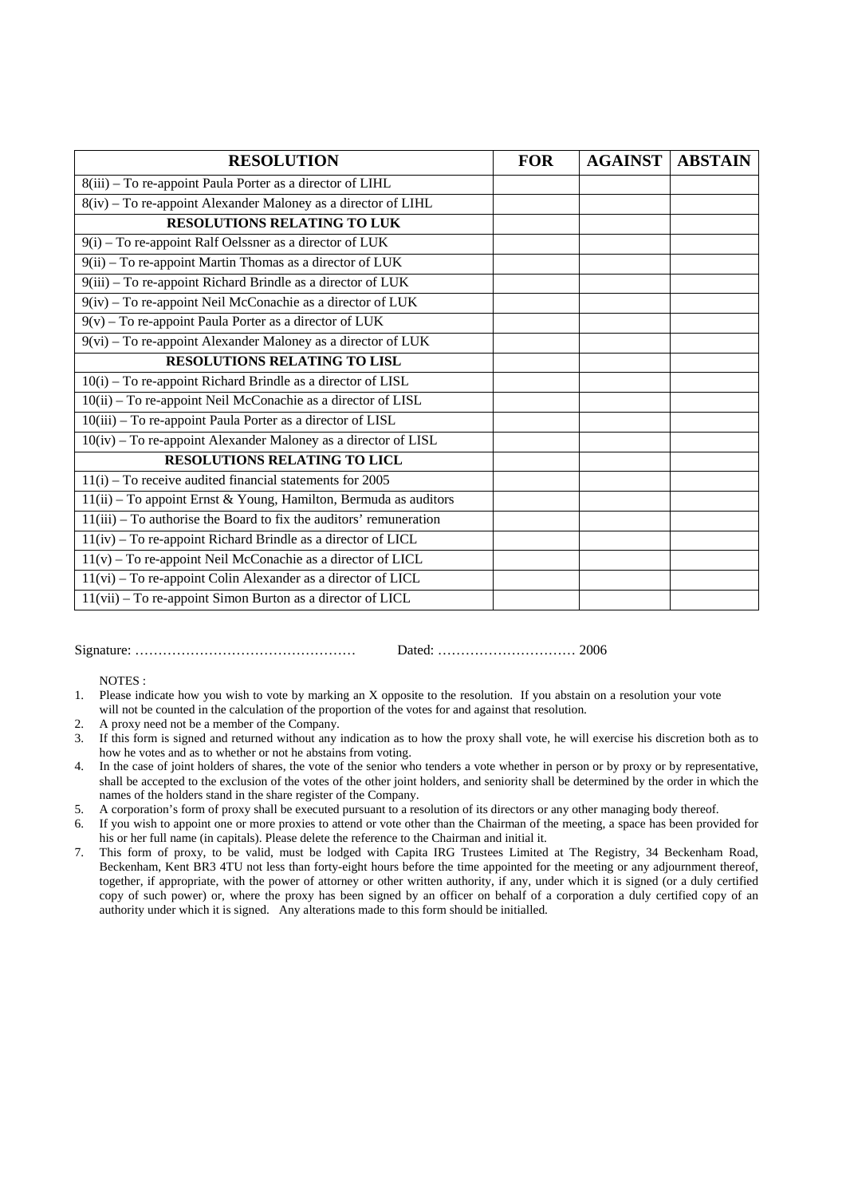| RESOLUTION | FOR | AGAINST | ABSTAIN |
|---|---|---|---|
| 8(iii) – To re-appoint Paula Porter as a director of LIHL | | | |
| 8(iv) – To re-appoint Alexander Maloney as a director of LIHL | | | |
| **RESOLUTIONS RELATING TO LUK** | | | |
| 9(i) – To re-appoint Ralf Oelssner as a director of LUK | | | |
| 9(ii) – To re-appoint Martin Thomas as a director of LUK | | | |
| 9(iii) – To re-appoint Richard Brindle as a director of LUK | | | |
| 9(iv) – To re-appoint Neil McConachie as a director of LUK | | | |
| 9(v) – To re-appoint Paula Porter as a director of LUK | | | |
| 9(vi) – To re-appoint Alexander Maloney as a director of LUK | | | |
| **RESOLUTIONS RELATING TO LISL** | | | |
| 10(i) – To re-appoint Richard Brindle as a director of LISL | | | |
| 10(ii) – To re-appoint Neil McConachie as a director of LISL | | | |
| 10(iii) – To re-appoint Paula Porter as a director of LISL | | | |
| 10(iv) – To re-appoint Alexander Maloney as a director of LISL | | | |
| **RESOLUTIONS RELATING TO LICL** | | | |
| 11(i) – To receive audited financial statements for 2005 | | | |
| 11(ii) – To appoint Ernst & Young, Hamilton, Bermuda as auditors | | | |
| 11(iii) – To authorise the Board to fix the auditors' remuneration | | | |
| 11(iv) – To re-appoint Richard Brindle as a director of LICL | | | |
| 11(v) – To re-appoint Neil McConachie as a director of LICL | | | |
| 11(vi) – To re-appoint Colin Alexander as a director of LICL | | | |
| 11(vii) – To re-appoint Simon Burton as a director of LICL | | | |

Signature: ………………………………………… Dated: ………………………… 2006

NOTES :

1. Please indicate how you wish to vote by marking an X opposite to the resolution. If you abstain on a resolution your vote will not be counted in the calculation of the proportion of the votes for and against that resolution.
2. A proxy need not be a member of the Company.
3. If this form is signed and returned without any indication as to how the proxy shall vote, he will exercise his discretion both as to how he votes and as to whether or not he abstains from voting.
4. In the case of joint holders of shares, the vote of the senior who tenders a vote whether in person or by proxy or by representative, shall be accepted to the exclusion of the votes of the other joint holders, and seniority shall be determined by the order in which the names of the holders stand in the share register of the Company.
5. A corporation's form of proxy shall be executed pursuant to a resolution of its directors or any other managing body thereof.
6. If you wish to appoint one or more proxies to attend or vote other than the Chairman of the meeting, a space has been provided for his or her full name (in capitals). Please delete the reference to the Chairman and initial it.
7. This form of proxy, to be valid, must be lodged with Capita IRG Trustees Limited at The Registry, 34 Beckenham Road, Beckenham, Kent BR3 4TU not less than forty-eight hours before the time appointed for the meeting or any adjournment thereof, together, if appropriate, with the power of attorney or other written authority, if any, under which it is signed (or a duly certified copy of such power) or, where the proxy has been signed by an officer on behalf of a corporation a duly certified copy of an authority under which it is signed. Any alterations made to this form should be initialled.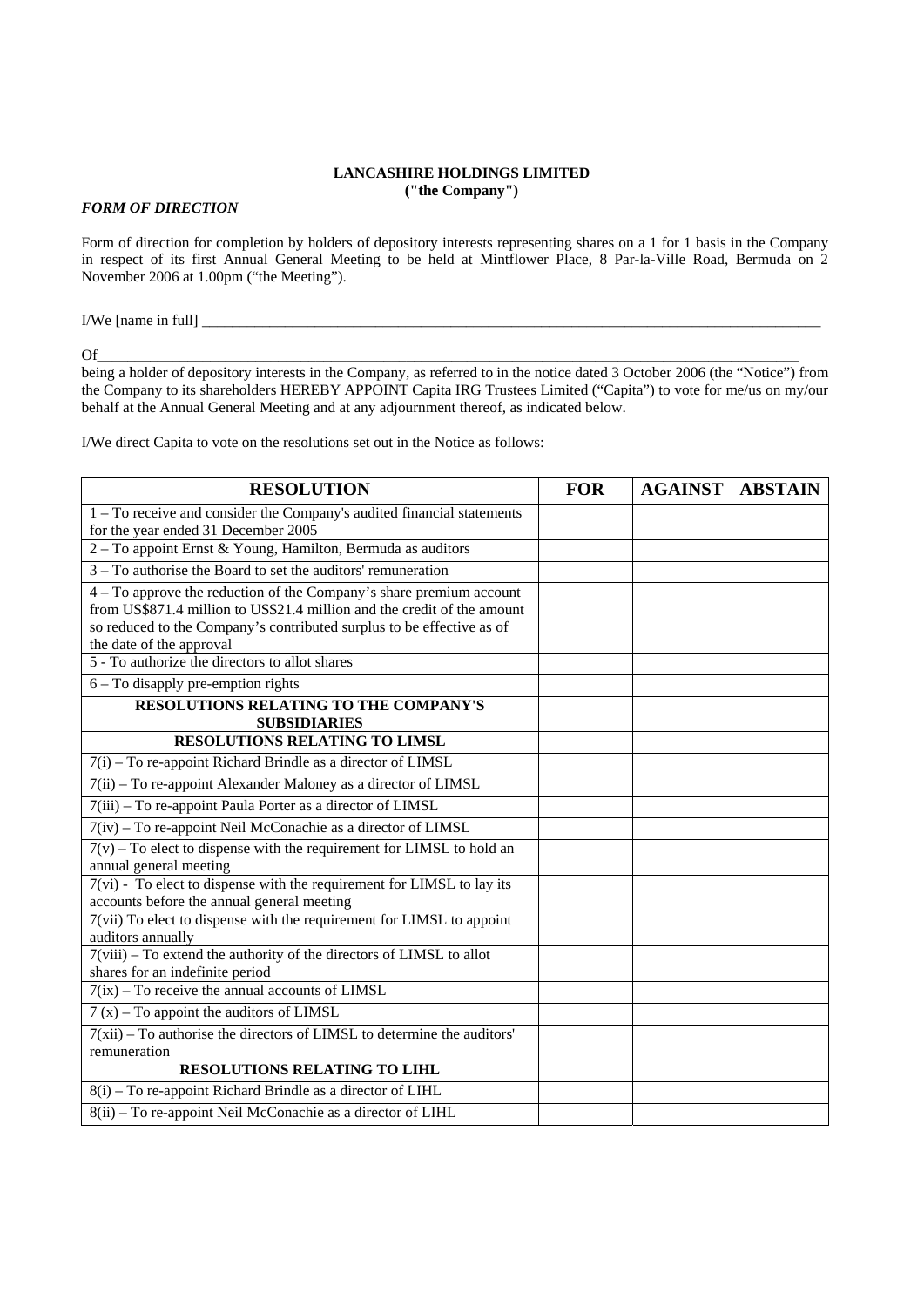**LANCASHIRE HOLDINGS LIMITED**
**("the Company")**

***FORM OF DIRECTION***

Form of direction for completion by holders of depository interests representing shares on a 1 for 1 basis in the Company in respect of its first Annual General Meeting to be held at Mintflower Place, 8 Par-la-Ville Road, Bermuda on 2 November 2006 at 1.00pm ("the Meeting").

I/We [name in full] ___________________________________________________________________________________

Of___________________________________________________________________________________________________
being a holder of depository interests in the Company, as referred to in the notice dated 3 October 2006 (the "Notice") from the Company to its shareholders HEREBY APPOINT Capita IRG Trustees Limited ("Capita") to vote for me/us on my/our behalf at the Annual General Meeting and at any adjournment thereof, as indicated below.

I/We direct Capita to vote on the resolutions set out in the Notice as follows:

| RESOLUTION | FOR | AGAINST | ABSTAIN |
|---|---|---|---|
| 1 – To receive and consider the Company's audited financial statements for the year ended 31 December 2005 | | | |
| 2 – To appoint Ernst & Young, Hamilton, Bermuda as auditors | | | |
| 3 – To authorise the Board to set the auditors' remuneration | | | |
| 4 – To approve the reduction of the Company's share premium account from US$871.4 million to US$21.4 million and the credit of the amount so reduced to the Company's contributed surplus to be effective as of the date of the approval | | | |
| 5 - To authorize the directors to allot shares | | | |
| 6 – To disapply pre-emption rights | | | |
| **RESOLUTIONS RELATING TO THE COMPANY'S SUBSIDIARIES** | | | |
| **RESOLUTIONS RELATING TO LIMSL** | | | |
| 7(i) – To re-appoint Richard Brindle as a director of LIMSL | | | |
| 7(ii) – To re-appoint Alexander Maloney as a director of LIMSL | | | |
| 7(iii) – To re-appoint Paula Porter as a director of LIMSL | | | |
| 7(iv) – To re-appoint Neil McConachie as a director of LIMSL | | | |
| 7(v) – To elect to dispense with the requirement for LIMSL to hold an annual general meeting | | | |
| 7(vi) - To elect to dispense with the requirement for LIMSL to lay its accounts before the annual general meeting | | | |
| 7(vii) To elect to dispense with the requirement for LIMSL to appoint auditors annually | | | |
| 7(viii) – To extend the authority of the directors of LIMSL to allot shares for an indefinite period | | | |
| 7(ix) – To receive the annual accounts of LIMSL | | | |
| 7 (x) – To appoint the auditors of LIMSL | | | |
| 7(xii) – To authorise the directors of LIMSL to determine the auditors' remuneration | | | |
| **RESOLUTIONS RELATING TO LIHL** | | | |
| 8(i) – To re-appoint Richard Brindle as a director of LIHL | | | |
| 8(ii) – To re-appoint Neil McConachie as a director of LIHL | | | |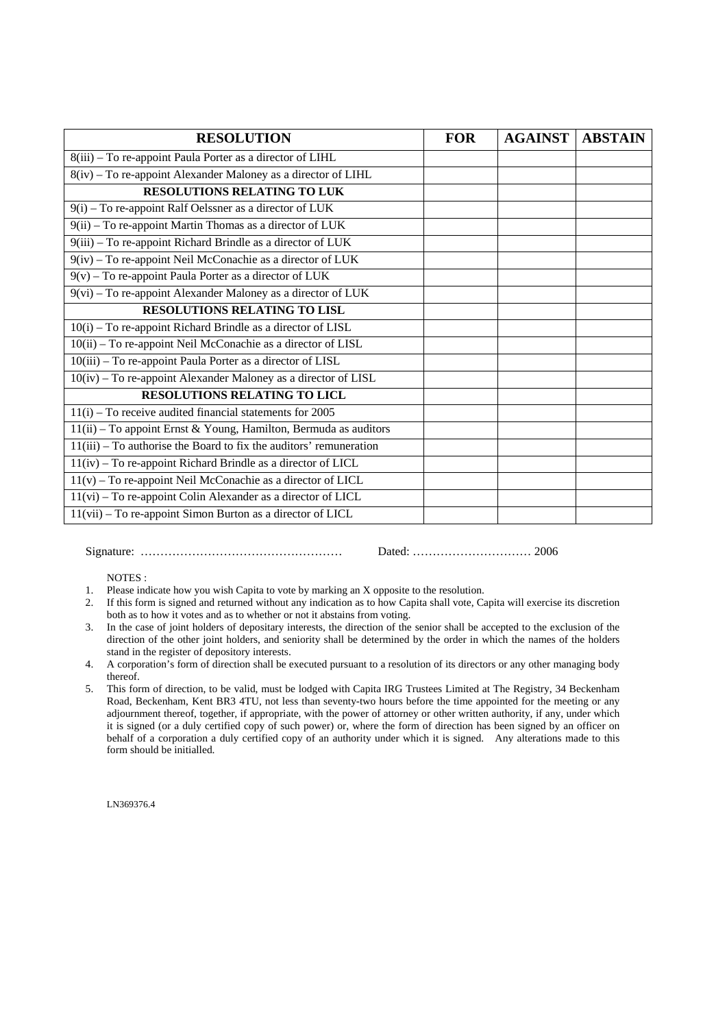| RESOLUTION | FOR | AGAINST | ABSTAIN |
|---|---|---|---|
| 8(iii) – To re-appoint Paula Porter as a director of LIHL | | | |
| 8(iv) – To re-appoint Alexander Maloney as a director of LIHL | | | |
| **RESOLUTIONS RELATING TO LUK** | | | |
| 9(i) – To re-appoint Ralf Oelssner as a director of LUK | | | |
| 9(ii) – To re-appoint Martin Thomas as a director of LUK | | | |
| 9(iii) – To re-appoint Richard Brindle as a director of LUK | | | |
| 9(iv) – To re-appoint Neil McConachie as a director of LUK | | | |
| 9(v) – To re-appoint Paula Porter as a director of LUK | | | |
| 9(vi) – To re-appoint Alexander Maloney as a director of LUK | | | |
| **RESOLUTIONS RELATING TO LISL** | | | |
| 10(i) – To re-appoint Richard Brindle as a director of LISL | | | |
| 10(ii) – To re-appoint Neil McConachie as a director of LISL | | | |
| 10(iii) – To re-appoint Paula Porter as a director of LISL | | | |
| 10(iv) – To re-appoint Alexander Maloney as a director of LISL | | | |
| **RESOLUTIONS RELATING TO LICL** | | | |
| 11(i) – To receive audited financial statements for 2005 | | | |
| 11(ii) – To appoint Ernst & Young, Hamilton, Bermuda as auditors | | | |
| 11(iii) – To authorise the Board to fix the auditors' remuneration | | | |
| 11(iv) – To re-appoint Richard Brindle as a director of LICL | | | |
| 11(v) – To re-appoint Neil McConachie as a director of LICL | | | |
| 11(vi) – To re-appoint Colin Alexander as a director of LICL | | | |
| 11(vii) – To re-appoint Simon Burton as a director of LICL | | | |

Signature: …………………………………………… Dated: ………………………… 2006

NOTES :

1. Please indicate how you wish Capita to vote by marking an X opposite to the resolution.
2. If this form is signed and returned without any indication as to how Capita shall vote, Capita will exercise its discretion both as to how it votes and as to whether or not it abstains from voting.
3. In the case of joint holders of depositary interests, the direction of the senior shall be accepted to the exclusion of the direction of the other joint holders, and seniority shall be determined by the order in which the names of the holders stand in the register of depository interests.
4. A corporation's form of direction shall be executed pursuant to a resolution of its directors or any other managing body thereof.
5. This form of direction, to be valid, must be lodged with Capita IRG Trustees Limited at The Registry, 34 Beckenham Road, Beckenham, Kent BR3 4TU, not less than seventy-two hours before the time appointed for the meeting or any adjournment thereof, together, if appropriate, with the power of attorney or other written authority, if any, under which it is signed (or a duly certified copy of such power) or, where the form of direction has been signed by an officer on behalf of a corporation a duly certified copy of an authority under which it is signed. Any alterations made to this form should be initialled.

LN369376.4